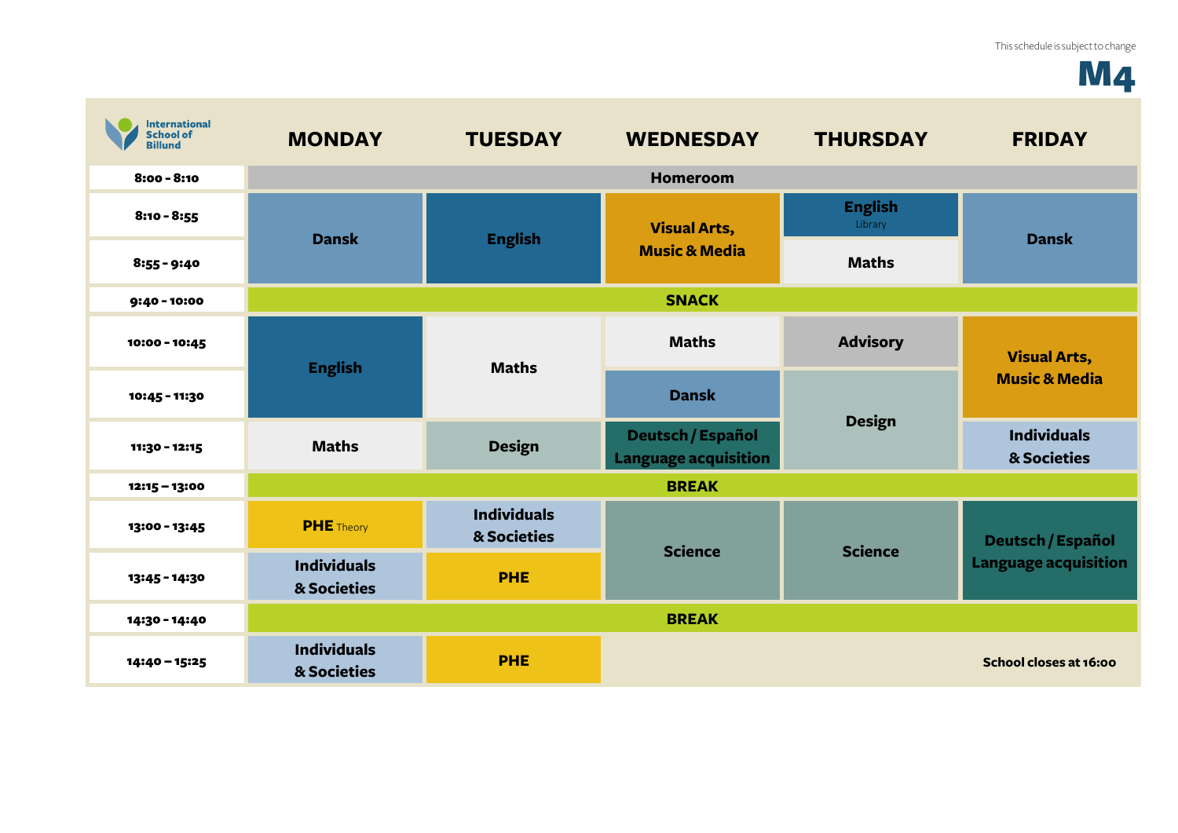This schedule is subject to change

# M4

International School of Billund

| | MONDAY | TUESDAY | WEDNESDAY | THURSDAY | FRIDAY |
|---|---|---|---|---|---|
| 8:00 - 8:10 | Homeroom | | | | |
| 8:10 - 8:55 | Dansk | English | Visual Arts, Music & Media | English Library | Dansk |
| 8:55 - 9:40 | Dansk | English | Visual Arts, Music & Media | Maths | Dansk |
| 9:40 - 10:00 | SNACK | | | | |
| 10:00 - 10:45 | English | Maths | Maths | Advisory | Visual Arts, Music & Media |
| 10:45 - 11:30 | English | Maths | Dansk | Design | Visual Arts, Music & Media |
| 11:30 - 12:15 | Maths | Design | Deutsch / Español Language acquisition | Design | Individuals & Societies |
| 12:15 – 13:00 | BREAK | | | | |
| 13:00 - 13:45 | PHE Theory | Individuals & Societies | Science | Science | Deutsch / Español Language acquisition |
| 13:45 - 14:30 | Individuals & Societies | PHE | Science | Science | Deutsch / Español Language acquisition |
| 14:30 - 14:40 | BREAK | | | | |
| 14:40 – 15:25 | Individuals & Societies | PHE | | | School closes at 16:00 |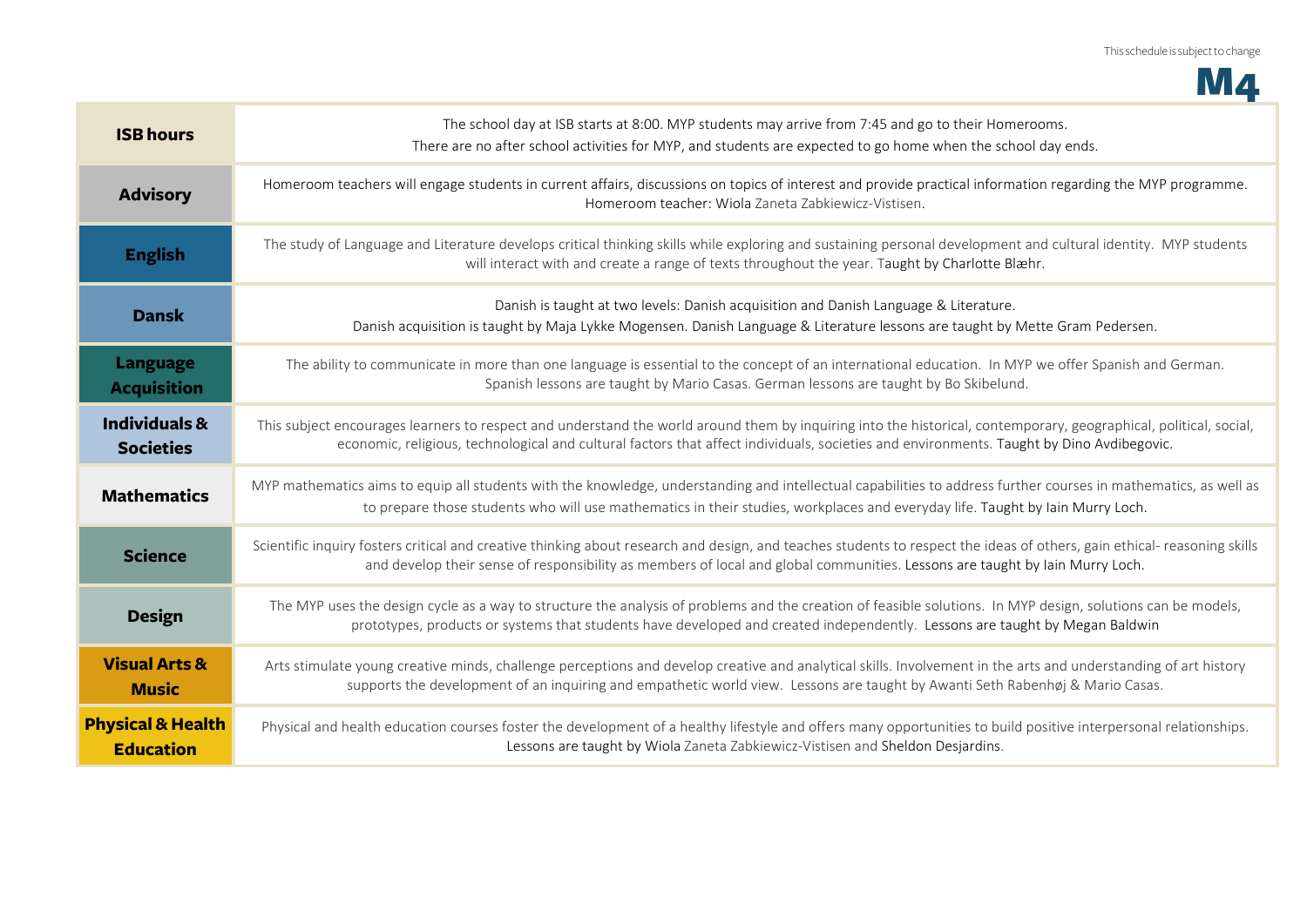This schedule is subject to change

# M4

| | |
|---|---|
| **ISB hours** | The school day at ISB starts at 8:00. MYP students may arrive from 7:45 and go to their Homerooms. There are no after school activities for MYP, and students are expected to go home when the school day ends. |
| **Advisory** | Homeroom teachers will engage students in current affairs, discussions on topics of interest and provide practical information regarding the MYP programme. Homeroom teacher: Wiola Zaneta Zabkiewicz-Vistisen. |
| **English** | The study of Language and Literature develops critical thinking skills while exploring and sustaining personal development and cultural identity. MYP students will interact with and create a range of texts throughout the year. Taught by Charlotte Blæhr. |
| **Dansk** | Danish is taught at two levels: Danish acquisition and Danish Language & Literature. Danish acquisition is taught by Maja Lykke Mogensen. Danish Language & Literature lessons are taught by Mette Gram Pedersen. |
| **Language Acquisition** | The ability to communicate in more than one language is essential to the concept of an international education. In MYP we offer Spanish and German. Spanish lessons are taught by Mario Casas. German lessons are taught by Bo Skibelund. |
| **Individuals & Societies** | This subject encourages learners to respect and understand the world around them by inquiring into the historical, contemporary, geographical, political, social, economic, religious, technological and cultural factors that affect individuals, societies and environments. Taught by Dino Avdibegovic. |
| **Mathematics** | MYP mathematics aims to equip all students with the knowledge, understanding and intellectual capabilities to address further courses in mathematics, as well as to prepare those students who will use mathematics in their studies, workplaces and everyday life. Taught by Iain Murry Loch. |
| **Science** | Scientific inquiry fosters critical and creative thinking about research and design, and teaches students to respect the ideas of others, gain ethical- reasoning skills and develop their sense of responsibility as members of local and global communities. Lessons are taught by Iain Murry Loch. |
| **Design** | The MYP uses the design cycle as a way to structure the analysis of problems and the creation of feasible solutions. In MYP design, solutions can be models, prototypes, products or systems that students have developed and created independently. Lessons are taught by Megan Baldwin |
| **Visual Arts & Music** | Arts stimulate young creative minds, challenge perceptions and develop creative and analytical skills. Involvement in the arts and understanding of art history supports the development of an inquiring and empathetic world view. Lessons are taught by Awanti Seth Rabenhøj & Mario Casas. |
| **Physical & Health Education** | Physical and health education courses foster the development of a healthy lifestyle and offers many opportunities to build positive interpersonal relationships. Lessons are taught by Wiola Zaneta Zabkiewicz-Vistisen and Sheldon Desjardins. |